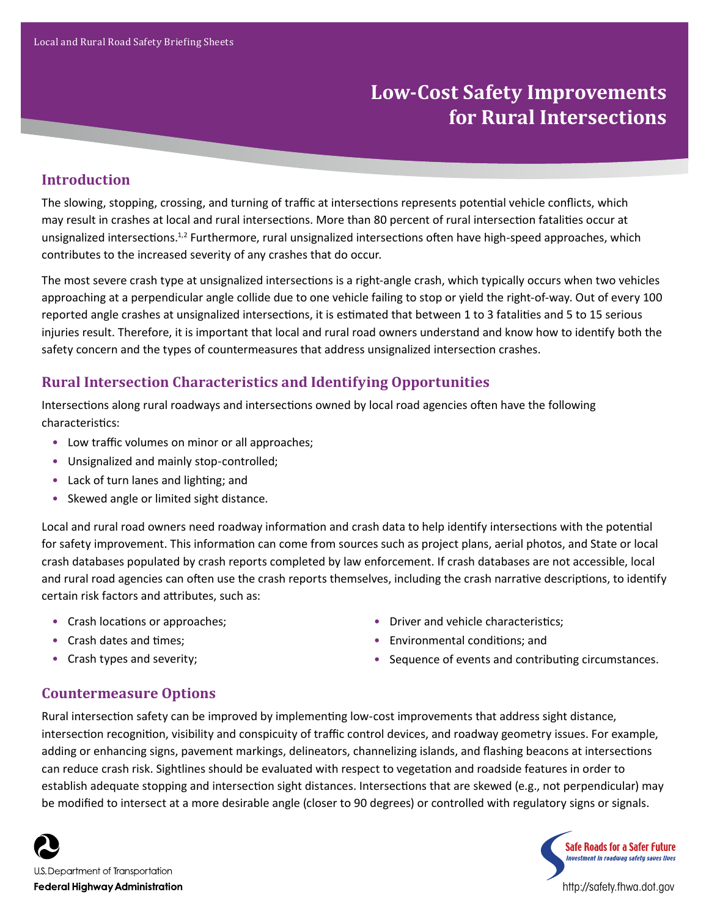# Low-Cost Safety Improvements for Rural Intersections

## Introduction

The slowing, stopping, crossing, and turning of traffic at intersections represents potential vehicle conflicts, which may result in crashes at local and rural intersections. More than 80 percent of rural intersection fatalities occur at unsignalized intersections.[1,2] Furthermore, rural unsignalized intersections often have high-speed approaches, which contributes to the increased severity of any crashes that do occur.

The most severe crash type at unsignalized intersections is a right-angle crash, which typically occurs when two vehicles approaching at a perpendicular angle collide due to one vehicle failing to stop or yield the right-of-way. Out of every 100 reported angle crashes at unsignalized intersections, it is estimated that between 1 to 3 fatalities and 5 to 15 serious injuries result. Therefore, it is important that local and rural road owners understand and know how to identify both the safety concern and the types of countermeasures that address unsignalized intersection crashes.

## Rural Intersection Characteristics and Identifying Opportunities

Intersections along rural roadways and intersections owned by local road agencies often have the following characteristics:

- Low traffic volumes on minor or all approaches;
- Unsignalized and mainly stop-controlled;
- Lack of turn lanes and lighting; and
- Skewed angle or limited sight distance.

Local and rural road owners need roadway information and crash data to help identify intersections with the potential for safety improvement. This information can come from sources such as project plans, aerial photos, and State or local crash databases populated by crash reports completed by law enforcement. If crash databases are not accessible, local and rural road agencies can often use the crash reports themselves, including the crash narrative descriptions, to identify certain risk factors and attributes, such as:

- Crash locations or approaches;
- Crash dates and times;
- Crash types and severity;
- Driver and vehicle characteristics;
- Environmental conditions; and
- Sequence of events and contributing circumstances.

## Countermeasure Options

Rural intersection safety can be improved by implementing low-cost improvements that address sight distance, intersection recognition, visibility and conspicuity of traffic control devices, and roadway geometry issues. For example, adding or enhancing signs, pavement markings, delineators, channelizing islands, and flashing beacons at intersections can reduce crash risk. Sightlines should be evaluated with respect to vegetation and roadside features in order to establish adequate stopping and intersection sight distances. Intersections that are skewed (e.g., not perpendicular) may be modified to intersect at a more desirable angle (closer to 90 degrees) or controlled with regulatory signs or signals.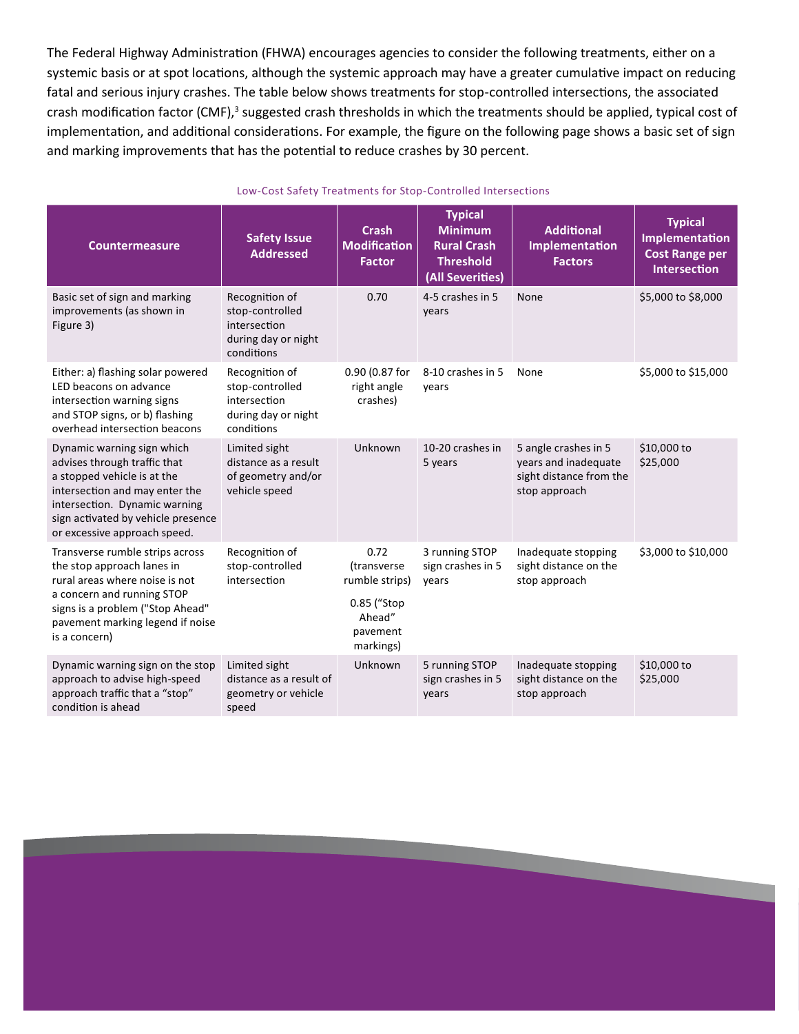The Federal Highway Administration (FHWA) encourages agencies to consider the following treatments, either on a systemic basis or at spot locations, although the systemic approach may have a greater cumulative impact on reducing fatal and serious injury crashes. The table below shows treatments for stop-controlled intersections, the associated crash modification factor (CMF),[3] suggested crash thresholds in which the treatments should be applied, typical cost of implementation, and additional considerations. For example, the figure on the following page shows a basic set of sign and marking improvements that has the potential to reduce crashes by 30 percent.

Low-Cost Safety Treatments for Stop-Controlled Intersections

| Countermeasure | Safety Issue Addressed | Crash Modification Factor | Typical Minimum Rural Crash Threshold (All Severities) | Additional Implementation Factors | Typical Implementation Cost Range per Intersection |
|---|---|---|---|---|---|
| Basic set of sign and marking improvements (as shown in Figure 3) | Recognition of stop-controlled intersection during day or night conditions | 0.70 | 4-5 crashes in 5 years | None | $5,000 to $8,000 |
| Either: a) flashing solar powered LED beacons on advance intersection warning signs and STOP signs, or b) flashing overhead intersection beacons | Recognition of stop-controlled intersection during day or night conditions | 0.90 (0.87 for right angle crashes) | 8-10 crashes in 5 years | None | $5,000 to $15,000 |
| Dynamic warning sign which advises through traffic that a stopped vehicle is at the intersection and may enter the intersection. Dynamic warning sign activated by vehicle presence or excessive approach speed. | Limited sight distance as a result of geometry and/or vehicle speed | Unknown | 10-20 crashes in 5 years | 5 angle crashes in 5 years and inadequate sight distance from the stop approach | $10,000 to $25,000 |
| Transverse rumble strips across the stop approach lanes in rural areas where noise is not a concern and running STOP signs is a problem ("Stop Ahead" pavement marking legend if noise is a concern) | Recognition of stop-controlled intersection | 0.72 (transverse rumble strips) 0.85 ("Stop Ahead" pavement markings) | 3 running STOP sign crashes in 5 years | Inadequate stopping sight distance on the stop approach | $3,000 to $10,000 |
| Dynamic warning sign on the stop approach to advise high-speed approach traffic that a "stop" condition is ahead | Limited sight distance as a result of geometry or vehicle speed | Unknown | 5 running STOP sign crashes in 5 years | Inadequate stopping sight distance on the stop approach | $10,000 to $25,000 |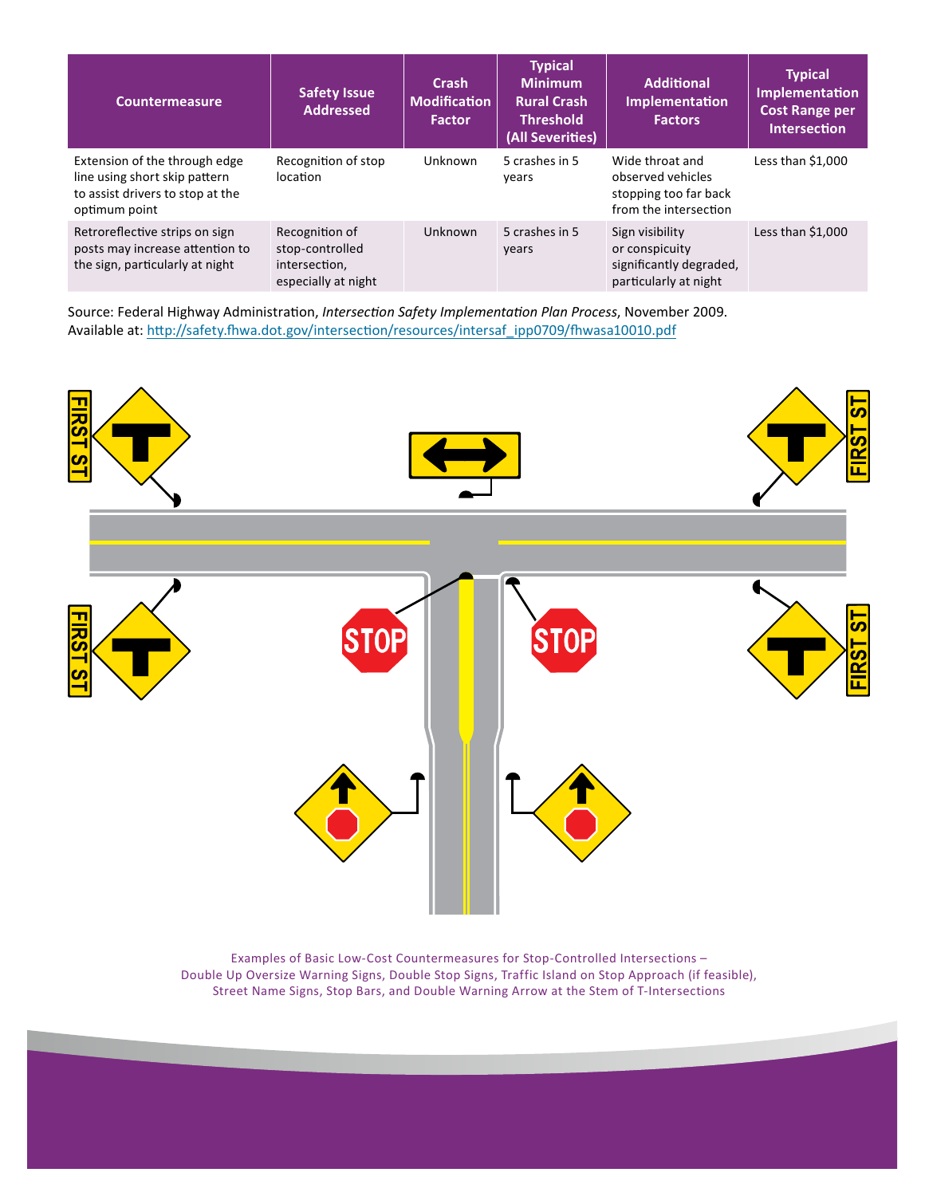| Countermeasure | Safety Issue Addressed | Crash Modification Factor | Typical Minimum Rural Crash Threshold (All Severities) | Additional Implementation Factors | Typical Implementation Cost Range per Intersection |
|---|---|---|---|---|---|
| Extension of the through edge line using short skip pattern to assist drivers to stop at the optimum point | Recognition of stop location | Unknown | 5 crashes in 5 years | Wide throat and observed vehicles stopping too far back from the intersection | Less than $1,000 |
| Retroreflective strips on sign posts may increase attention to the sign, particularly at night | Recognition of stop-controlled intersection, especially at night | Unknown | 5 crashes in 5 years | Sign visibility or conspicuity significantly degraded, particularly at night | Less than $1,000 |

Source: Federal Highway Administration, *Intersection Safety Implementation Plan Process*, November 2009. Available at: http://safety.fhwa.dot.gov/intersection/resources/intersaf_ipp0709/fhwasa10010.pdf

Examples of Basic Low-Cost Countermeasures for Stop-Controlled Intersections – Double Up Oversize Warning Signs, Double Stop Signs, Traffic Island on Stop Approach (if feasible), Street Name Signs, Stop Bars, and Double Warning Arrow at the Stem of T-Intersections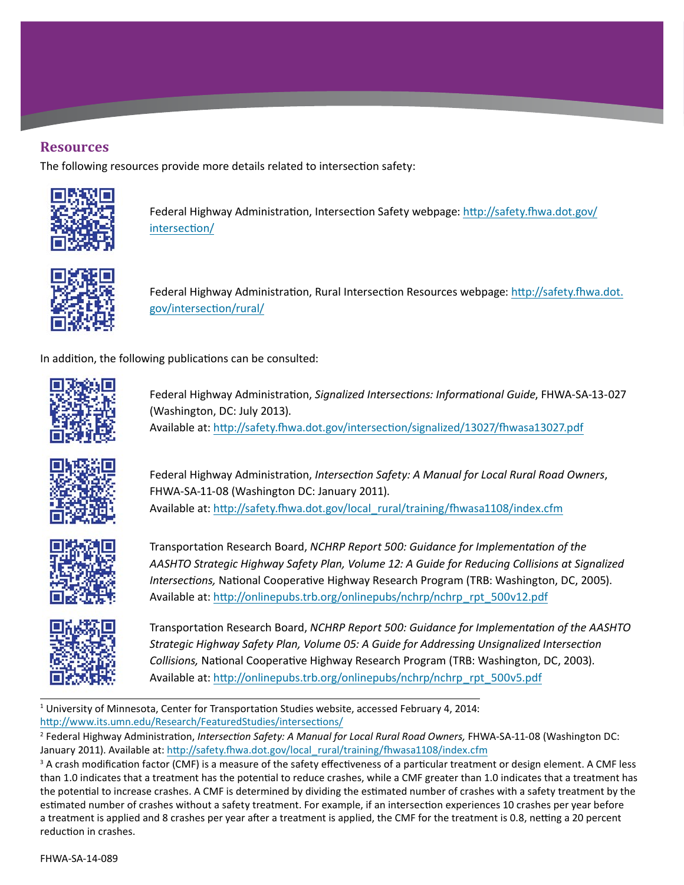## Resources

The following resources provide more details related to intersection safety:

Federal Highway Administration, Intersection Safety webpage: http://safety.fhwa.dot.gov/intersection/

Federal Highway Administration, Rural Intersection Resources webpage: http://safety.fhwa.dot.gov/intersection/rural/

In addition, the following publications can be consulted:

Federal Highway Administration, *Signalized Intersections: Informational Guide*, FHWA-SA-13-027 (Washington, DC: July 2013).
Available at: http://safety.fhwa.dot.gov/intersection/signalized/13027/fhwasa13027.pdf

Federal Highway Administration, *Intersection Safety: A Manual for Local Rural Road Owners*, FHWA-SA-11-08 (Washington DC: January 2011).
Available at: http://safety.fhwa.dot.gov/local_rural/training/fhwasa1108/index.cfm

Transportation Research Board, *NCHRP Report 500: Guidance for Implementation of the AASHTO Strategic Highway Safety Plan, Volume 12: A Guide for Reducing Collisions at Signalized Intersections,* National Cooperative Highway Research Program (TRB: Washington, DC, 2005).
Available at: http://onlinepubs.trb.org/onlinepubs/nchrp/nchrp_rpt_500v12.pdf

Transportation Research Board, *NCHRP Report 500: Guidance for Implementation of the AASHTO Strategic Highway Safety Plan, Volume 05: A Guide for Addressing Unsignalized Intersection Collisions,* National Cooperative Highway Research Program (TRB: Washington, DC, 2003).
Available at: http://onlinepubs.trb.org/onlinepubs/nchrp/nchrp_rpt_500v5.pdf

---

[1] University of Minnesota, Center for Transportation Studies website, accessed February 4, 2014: http://www.its.umn.edu/Research/FeaturedStudies/intersections/

[2] Federal Highway Administration, *Intersection Safety: A Manual for Local Rural Road Owners,* FHWA-SA-11-08 (Washington DC: January 2011). Available at: http://safety.fhwa.dot.gov/local_rural/training/fhwasa1108/index.cfm

[3] A crash modification factor (CMF) is a measure of the safety effectiveness of a particular treatment or design element. A CMF less than 1.0 indicates that a treatment has the potential to reduce crashes, while a CMF greater than 1.0 indicates that a treatment has the potential to increase crashes. A CMF is determined by dividing the estimated number of crashes with a safety treatment by the estimated number of crashes without a safety treatment. For example, if an intersection experiences 10 crashes per year before a treatment is applied and 8 crashes per year after a treatment is applied, the CMF for the treatment is 0.8, netting a 20 percent reduction in crashes.

FHWA-SA-14-089